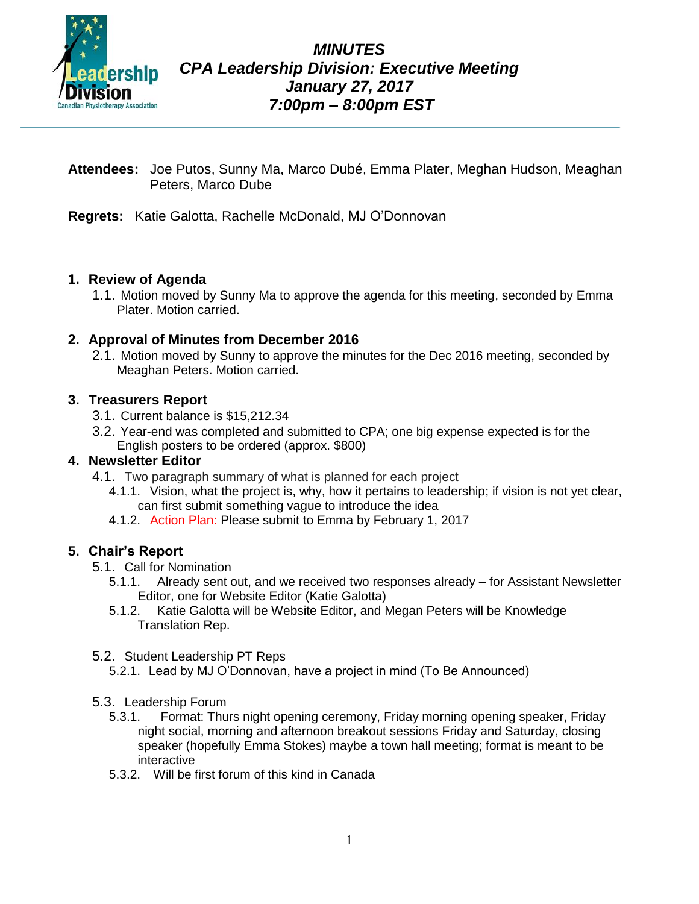# MINUTES
## CPA Leadership Division: Executive Meeting
## January 27, 2017
## 7:00pm – 8:00pm EST

**Attendees:** Joe Putos, Sunny Ma, Marco Dubé, Emma Plater, Meghan Hudson, Meaghan Peters, Marco Dube

**Regrets:** Katie Galotta, Rachelle McDonald, MJ O'Donnovan

### 1. Review of Agenda

1.1. Motion moved by Sunny Ma to approve the agenda for this meeting, seconded by Emma Plater. Motion carried.

### 2. Approval of Minutes from December 2016

2.1. Motion moved by Sunny to approve the minutes for the Dec 2016 meeting, seconded by Meaghan Peters. Motion carried.

### 3. Treasurers Report

3.1. Current balance is $15,212.34

3.2. Year-end was completed and submitted to CPA; one big expense expected is for the English posters to be ordered (approx. $800)

### 4. Newsletter Editor

4.1. Two paragraph summary of what is planned for each project

- 4.1.1. Vision, what the project is, why, how it pertains to leadership; if vision is not yet clear, can first submit something vague to introduce the idea
- 4.1.2. Action Plan: Please submit to Emma by February 1, 2017

### 5. Chair's Report

5.1. Call for Nomination

- 5.1.1. Already sent out, and we received two responses already – for Assistant Newsletter Editor, one for Website Editor (Katie Galotta)
- 5.1.2. Katie Galotta will be Website Editor, and Megan Peters will be Knowledge Translation Rep.

5.2. Student Leadership PT Reps

- 5.2.1. Lead by MJ O'Donnovan, have a project in mind (To Be Announced)

5.3. Leadership Forum

- 5.3.1. Format: Thurs night opening ceremony, Friday morning opening speaker, Friday night social, morning and afternoon breakout sessions Friday and Saturday, closing speaker (hopefully Emma Stokes) maybe a town hall meeting; format is meant to be interactive
- 5.3.2. Will be first forum of this kind in Canada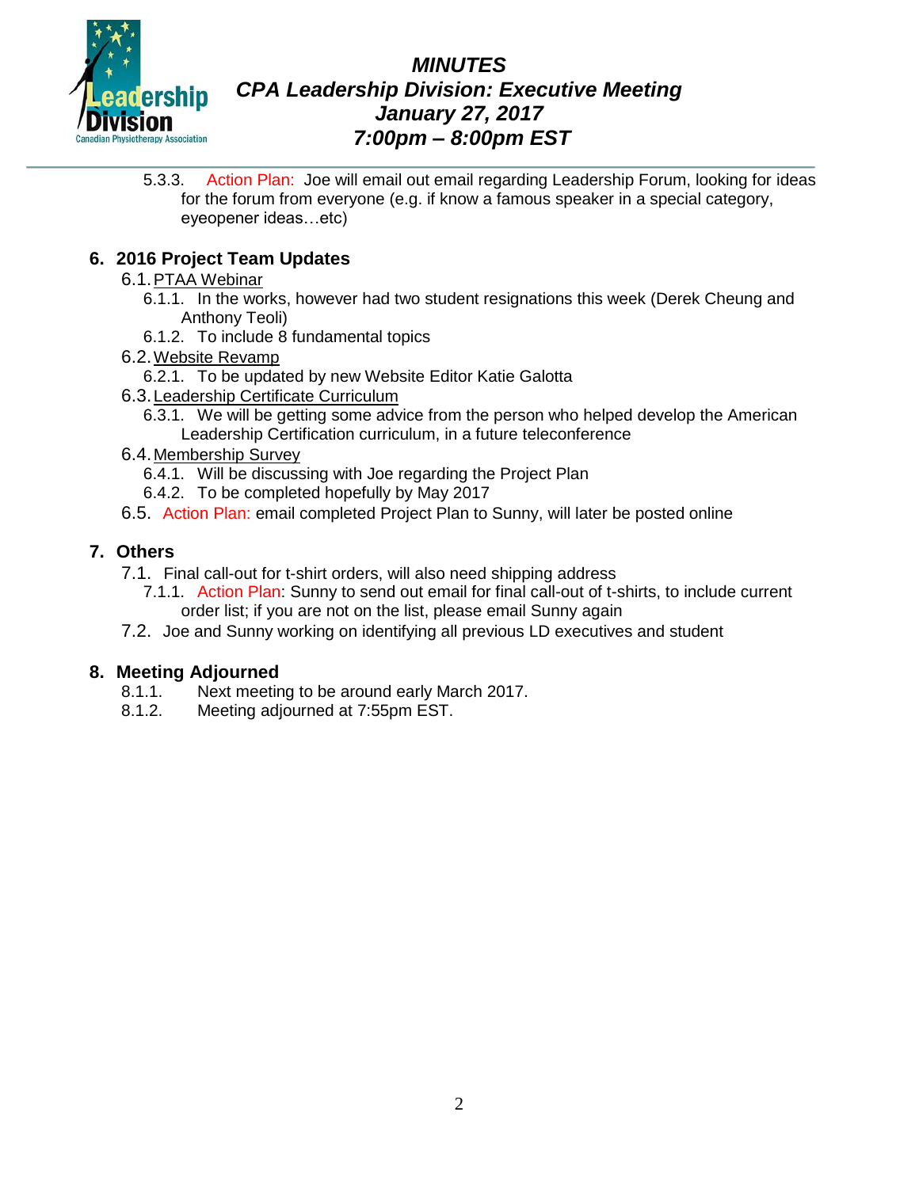# MINUTES
## CPA Leadership Division: Executive Meeting
### January 27, 2017
### 7:00pm – 8:00pm EST

- 5.3.3. Action Plan: Joe will email out email regarding Leadership Forum, looking for ideas for the forum from everyone (e.g. if know a famous speaker in a special category, eyeopener ideas…etc)

## 6. 2016 Project Team Updates

- 6.1. PTAA Webinar
  - 6.1.1. In the works, however had two student resignations this week (Derek Cheung and Anthony Teoli)
  - 6.1.2. To include 8 fundamental topics
- 6.2. Website Revamp
  - 6.2.1. To be updated by new Website Editor Katie Galotta
- 6.3. Leadership Certificate Curriculum
  - 6.3.1. We will be getting some advice from the person who helped develop the American Leadership Certification curriculum, in a future teleconference
- 6.4. Membership Survey
  - 6.4.1. Will be discussing with Joe regarding the Project Plan
  - 6.4.2. To be completed hopefully by May 2017
- 6.5. Action Plan: email completed Project Plan to Sunny, will later be posted online

## 7. Others

- 7.1. Final call-out for t-shirt orders, will also need shipping address
  - 7.1.1. Action Plan: Sunny to send out email for final call-out of t-shirts, to include current order list; if you are not on the list, please email Sunny again
- 7.2. Joe and Sunny working on identifying all previous LD executives and student

## 8. Meeting Adjourned

- 8.1.1. Next meeting to be around early March 2017.
- 8.1.2. Meeting adjourned at 7:55pm EST.